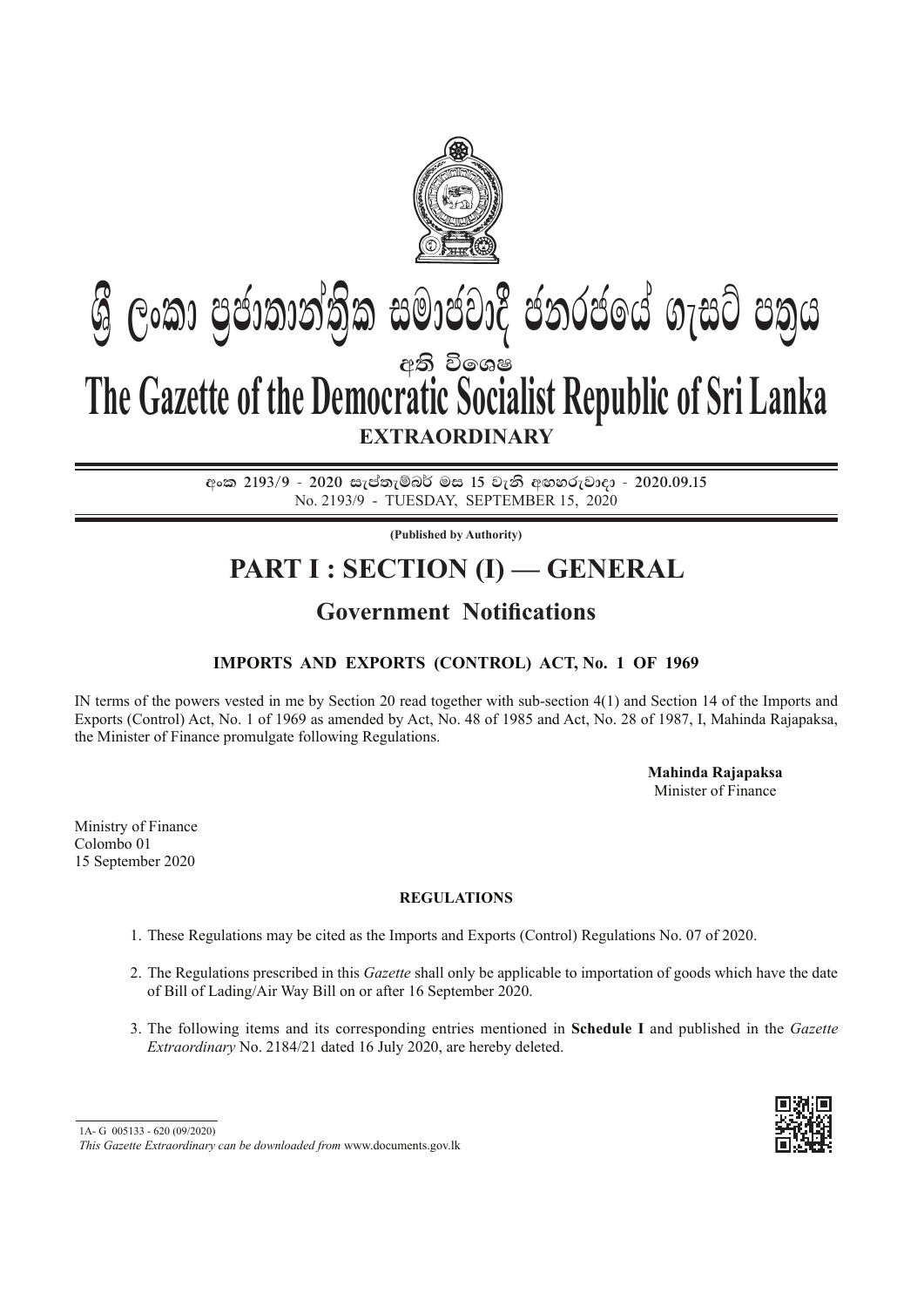# ශ්‍රී ලංකා ප්‍රජාතාන්ත්‍රික සමාජවාදී ජනරජයේ ගැසට් පත්‍රය

**අති විශෙෂ**

# The Gazette of the Democratic Socialist Republic of Sri Lanka

**EXTRAORDINARY**

**අංක 2193/9 - 2020 සැප්තැම්බර් මස 15 වැනි අඟහරුවාදා - 2020.09.15**

No. 2193/9 - TUESDAY, SEPTEMBER 15, 2020

**(Published by Authority)**

## PART I : SECTION (I) — GENERAL

### Government Notifications

**IMPORTS AND EXPORTS (CONTROL) ACT, No. 1 OF 1969**

IN terms of the powers vested in me by Section 20 read together with sub-section 4(1) and Section 14 of the Imports and Exports (Control) Act, No. 1 of 1969 as amended by Act, No. 48 of 1985 and Act, No. 28 of 1987, I, Mahinda Rajapaksa, the Minister of Finance promulgate following Regulations.

**Mahinda Rajapaksa**
Minister of Finance

Ministry of Finance
Colombo 01
15 September 2020

**REGULATIONS**

1. These Regulations may be cited as the Imports and Exports (Control) Regulations No. 07 of 2020.

2. The Regulations prescribed in this *Gazette* shall only be applicable to importation of goods which have the date of Bill of Lading/Air Way Bill on or after 16 September 2020.

3. The following items and its corresponding entries mentioned in **Schedule I** and published in the *Gazette Extraordinary* No. 2184/21 dated 16 July 2020, are hereby deleted.

1A- G 005133 - 620 (09/2020)

*This Gazette Extraordinary can be downloaded from* www.documents.gov.lk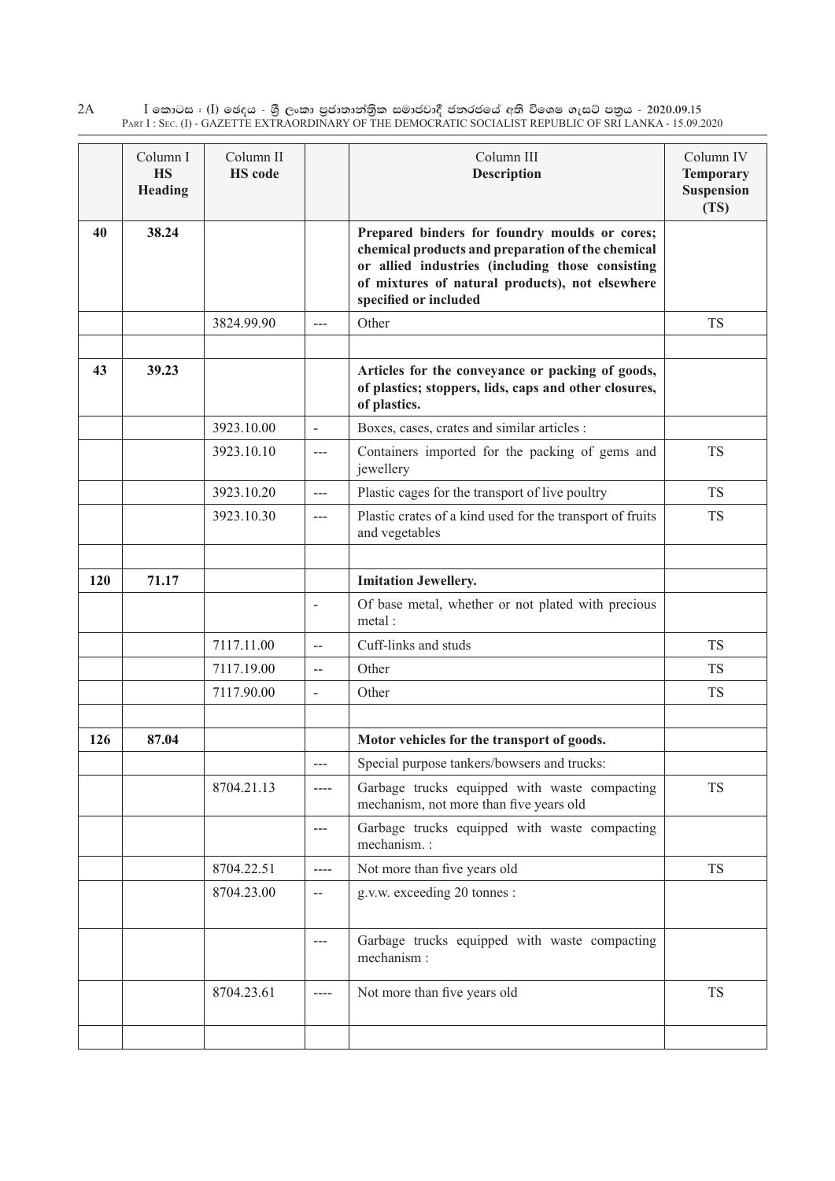| | Column I **HS Heading** | Column II **HS code** | | Column III **Description** | Column IV **Temporary Suspension (TS)** |
|---|---|---|---|---|---|
| **40** | **38.24** | | | **Prepared binders for foundry moulds or cores; chemical products and preparation of the chemical or allied industries (including those consisting of mixtures of natural products), not elsewhere specified or included** | |
| | | 3824.99.90 | --- | Other | TS |
| | | | | | |
| **43** | **39.23** | | | **Articles for the conveyance or packing of goods, of plastics; stoppers, lids, caps and other closures, of plastics.** | |
| | | 3923.10.00 | - | Boxes, cases, crates and similar articles : | |
| | | 3923.10.10 | --- | Containers imported for the packing of gems and jewellery | TS |
| | | 3923.10.20 | --- | Plastic cages for the transport of live poultry | TS |
| | | 3923.10.30 | --- | Plastic crates of a kind used for the transport of fruits and vegetables | TS |
| | | | | | |
| **120** | **71.17** | | | **Imitation Jewellery.** | |
| | | | - | Of base metal, whether or not plated with precious metal : | |
| | | 7117.11.00 | -- | Cuff-links and studs | TS |
| | | 7117.19.00 | -- | Other | TS |
| | | 7117.90.00 | - | Other | TS |
| | | | | | |
| **126** | **87.04** | | | **Motor vehicles for the transport of goods.** | |
| | | | --- | Special purpose tankers/bowsers and trucks: | |
| | | 8704.21.13 | ---- | Garbage trucks equipped with waste compacting mechanism, not more than five years old | TS |
| | | | --- | Garbage trucks equipped with waste compacting mechanism. : | |
| | | 8704.22.51 | ---- | Not more than five years old | TS |
| | | 8704.23.00 | -- | g.v.w. exceeding 20 tonnes : | |
| | | | --- | Garbage trucks equipped with waste compacting mechanism : | |
| | | 8704.23.61 | ---- | Not more than five years old | TS |
| | | | | | |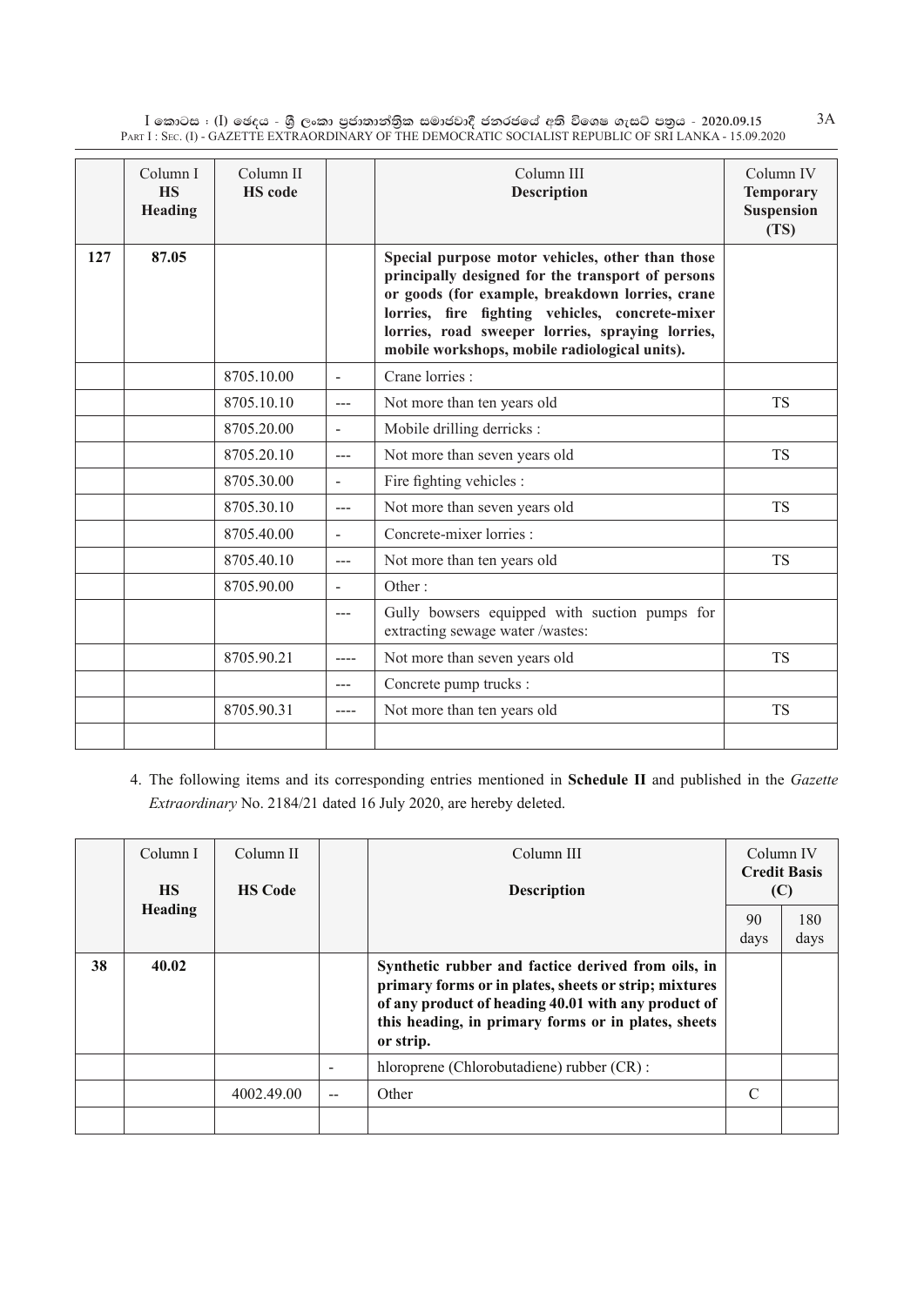| | Column I **HS Heading** | Column II **HS code** | | Column III **Description** | Column IV **Temporary Suspension (TS)** |
|---|---|---|---|---|---|
| **127** | **87.05** | | | **Special purpose motor vehicles, other than those principally designed for the transport of persons or goods (for example, breakdown lorries, crane lorries, fire fighting vehicles, concrete-mixer lorries, road sweeper lorries, spraying lorries, mobile workshops, mobile radiological units).** | |
| | | 8705.10.00 | - | Crane lorries : | |
| | | 8705.10.10 | --- | Not more than ten years old | TS |
| | | 8705.20.00 | - | Mobile drilling derricks : | |
| | | 8705.20.10 | --- | Not more than seven years old | TS |
| | | 8705.30.00 | - | Fire fighting vehicles : | |
| | | 8705.30.10 | --- | Not more than seven years old | TS |
| | | 8705.40.00 | - | Concrete-mixer lorries : | |
| | | 8705.40.10 | --- | Not more than ten years old | TS |
| | | 8705.90.00 | - | Other : | |
| | | | --- | Gully bowsers equipped with suction pumps for extracting sewage water /wastes: | |
| | | 8705.90.21 | ---- | Not more than seven years old | TS |
| | | | --- | Concrete pump trucks : | |
| | | 8705.90.31 | ---- | Not more than ten years old | TS |
| | | | | | |

4. The following items and its corresponding entries mentioned in **Schedule II** and published in the *Gazette Extraordinary* No. 2184/21 dated 16 July 2020, are hereby deleted.

| | Column I **HS Heading** | Column II **HS Code** | | Column III **Description** | Column IV **Credit Basis (C)** | |
|---|---|---|---|---|---|---|
| | | | | | 90 days | 180 days |
| **38** | **40.02** | | | **Synthetic rubber and factice derived from oils, in primary forms or in plates, sheets or strip; mixtures of any product of heading 40.01 with any product of this heading, in primary forms or in plates, sheets or strip.** | | |
| | | | - | hloroprene (Chlorobutadiene) rubber (CR) : | | |
| | | 4002.49.00 | -- | Other | C | |
| | | | | | | |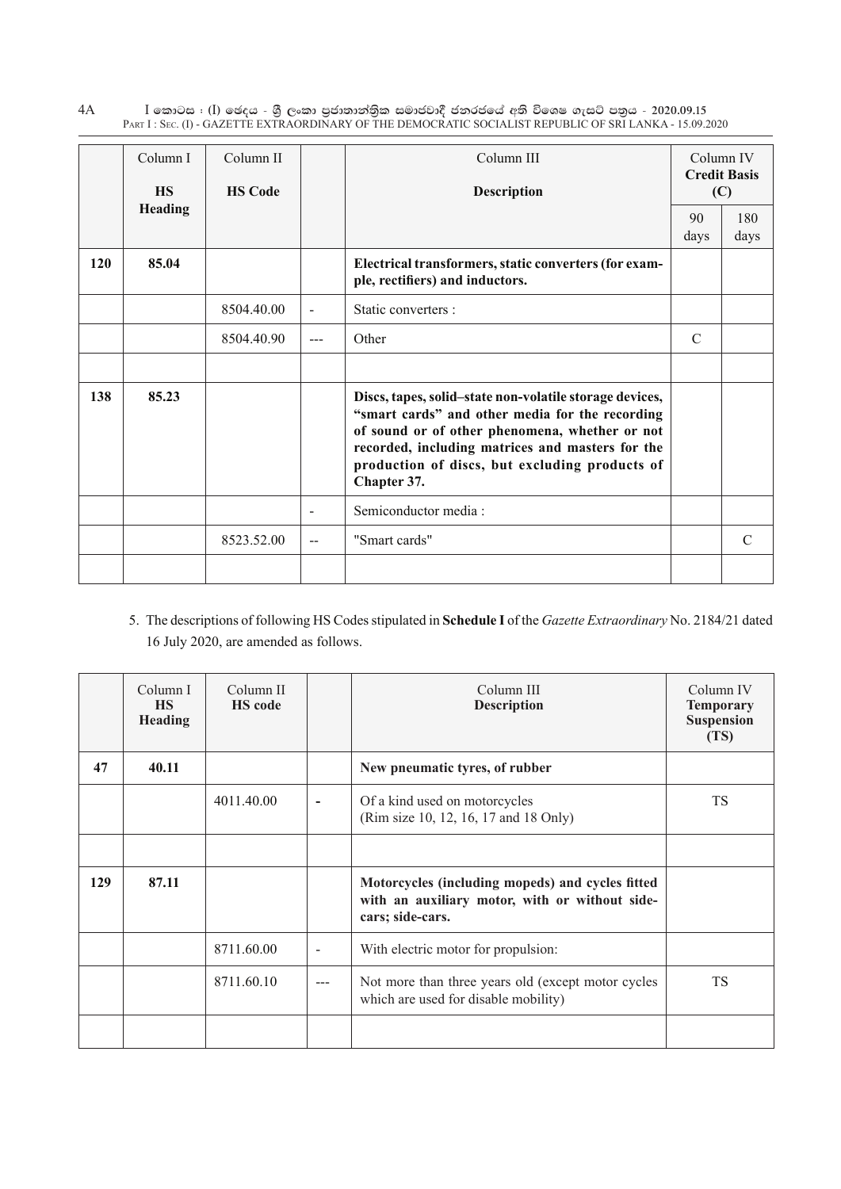| | Column I<br>**HS Heading** | Column II<br>**HS Code** | | Column III<br>**Description** | Column IV<br>**Credit Basis (C)** | |
|---|---|---|---|---|---|---|
| | | | | | 90 days | 180 days |
| **120** | **85.04** | | | **Electrical transformers, static converters (for example, rectifiers) and inductors.** | | |
| | | 8504.40.00 | - | Static converters : | | |
| | | 8504.40.90 | --- | Other | C | |
| | | | | | | |
| **138** | **85.23** | | | **Discs, tapes, solid–state non-volatile storage devices, "smart cards" and other media for the recording of sound or of other phenomena, whether or not recorded, including matrices and masters for the production of discs, but excluding products of Chapter 37.** | | |
| | | | - | Semiconductor media : | | |
| | | 8523.52.00 | -- | "Smart cards" | | C |
| | | | | | | |

5. The descriptions of following HS Codes stipulated in **Schedule I** of the *Gazette Extraordinary* No. 2184/21 dated 16 July 2020, are amended as follows.

| | Column I<br>**HS Heading** | Column II<br>**HS code** | | Column III<br>**Description** | Column IV<br>**Temporary Suspension (TS)** |
|---|---|---|---|---|---|
| **47** | **40.11** | | | **New pneumatic tyres, of rubber** | |
| | | 4011.40.00 | - | Of a kind used on motorcycles<br>(Rim size 10, 12, 16, 17 and 18 Only) | TS |
| | | | | | |
| **129** | **87.11** | | | **Motorcycles (including mopeds) and cycles fitted with an auxiliary motor, with or without side-cars; side-cars.** | |
| | | 8711.60.00 | - | With electric motor for propulsion: | |
| | | 8711.60.10 | --- | Not more than three years old (except motor cycles which are used for disable mobility) | TS |
| | | | | | |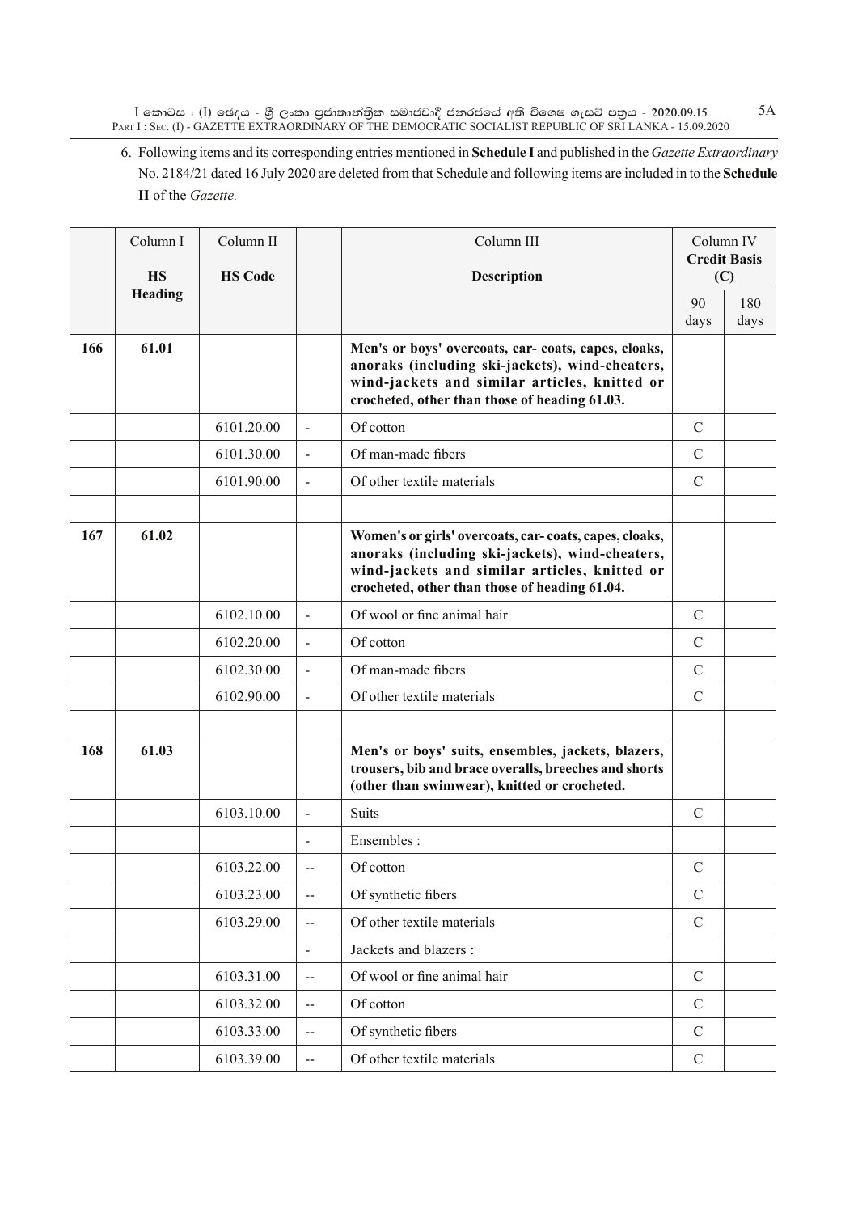6. Following items and its corresponding entries mentioned in **Schedule I** and published in the *Gazette Extraordinary* No. 2184/21 dated 16 July 2020 are deleted from that Schedule and following items are included in to the **Schedule II** of the *Gazette.*

| | Column I<br>**HS Heading** | Column II<br>**HS Code** | | Column III<br>**Description** | Column IV<br>**Credit Basis (C)** | |
|---|---|---|---|---|---|---|
| | | | | | 90 days | 180 days |
| **166** | **61.01** | | | **Men's or boys' overcoats, car- coats, capes, cloaks, anoraks (including ski-jackets), wind-cheaters, wind-jackets and similar articles, knitted or crocheted, other than those of heading 61.03.** | | |
| | | 6101.20.00 | - | Of cotton | C | |
| | | 6101.30.00 | - | Of man-made fibers | C | |
| | | 6101.90.00 | - | Of other textile materials | C | |
| | | | | | | |
| **167** | **61.02** | | | **Women's or girls' overcoats, car- coats, capes, cloaks, anoraks (including ski-jackets), wind-cheaters, wind-jackets and similar articles, knitted or crocheted, other than those of heading 61.04.** | | |
| | | 6102.10.00 | - | Of wool or fine animal hair | C | |
| | | 6102.20.00 | - | Of cotton | C | |
| | | 6102.30.00 | - | Of man-made fibers | C | |
| | | 6102.90.00 | - | Of other textile materials | C | |
| | | | | | | |
| **168** | **61.03** | | | **Men's or boys' suits, ensembles, jackets, blazers, trousers, bib and brace overalls, breeches and shorts (other than swimwear), knitted or crocheted.** | | |
| | | 6103.10.00 | - | Suits | C | |
| | | | - | Ensembles : | | |
| | | 6103.22.00 | -- | Of cotton | C | |
| | | 6103.23.00 | -- | Of synthetic fibers | C | |
| | | 6103.29.00 | -- | Of other textile materials | C | |
| | | | - | Jackets and blazers : | | |
| | | 6103.31.00 | -- | Of wool or fine animal hair | C | |
| | | 6103.32.00 | -- | Of cotton | C | |
| | | 6103.33.00 | -- | Of synthetic fibers | C | |
| | | 6103.39.00 | -- | Of other textile materials | C | |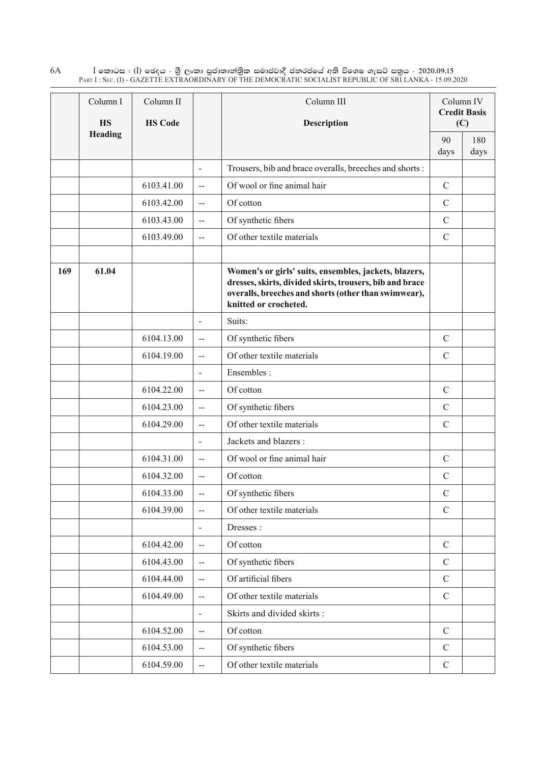| | Column I<br>**HS Heading** | Column II<br>**HS Code** | | Column III<br>**Description** | Column IV<br>**Credit Basis (C)** | |
|---|---|---|---|---|---|---|
| | | | | | 90 days | 180 days |
| | | | - | Trousers, bib and brace overalls, breeches and shorts : | | |
| | | 6103.41.00 | -- | Of wool or fine animal hair | C | |
| | | 6103.42.00 | -- | Of cotton | C | |
| | | 6103.43.00 | -- | Of synthetic fibers | C | |
| | | 6103.49.00 | -- | Of other textile materials | C | |
| | | | | | | |
| **169** | **61.04** | | | **Women's or girls' suits, ensembles, jackets, blazers, dresses, skirts, divided skirts, trousers, bib and brace overalls, breeches and shorts (other than swimwear), knitted or crocheted.** | | |
| | | | - | Suits: | | |
| | | 6104.13.00 | -- | Of synthetic fibers | C | |
| | | 6104.19.00 | -- | Of other textile materials | C | |
| | | | - | Ensembles : | | |
| | | 6104.22.00 | -- | Of cotton | C | |
| | | 6104.23.00 | -- | Of synthetic fibers | C | |
| | | 6104.29.00 | -- | Of other textile materials | C | |
| | | | - | Jackets and blazers : | | |
| | | 6104.31.00 | -- | Of wool or fine animal hair | C | |
| | | 6104.32.00 | -- | Of cotton | C | |
| | | 6104.33.00 | -- | Of synthetic fibers | C | |
| | | 6104.39.00 | -- | Of other textile materials | C | |
| | | | - | Dresses : | | |
| | | 6104.42.00 | -- | Of cotton | C | |
| | | 6104.43.00 | -- | Of synthetic fibers | C | |
| | | 6104.44.00 | -- | Of artificial fibers | C | |
| | | 6104.49.00 | -- | Of other textile materials | C | |
| | | | - | Skirts and divided skirts : | | |
| | | 6104.52.00 | -- | Of cotton | C | |
| | | 6104.53.00 | -- | Of synthetic fibers | C | |
| | | 6104.59.00 | -- | Of other textile materials | C | |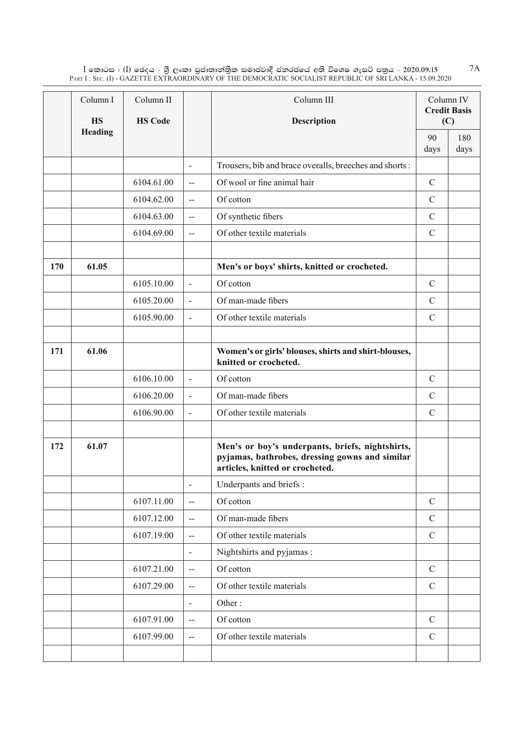| | Column I | Column II | | Column III | Column IV | |
|---|---|---|---|---|---|---|
| | **HS Heading** | **HS Code** | | **Description** | **Credit Basis (C)** | |
| | | | | | 90 days | 180 days |
| | | | - | Trousers, bib and brace overalls, breeches and shorts : | | |
| | | 6104.61.00 | -- | Of wool or fine animal hair | C | |
| | | 6104.62.00 | -- | Of cotton | C | |
| | | 6104.63.00 | -- | Of synthetic fibers | C | |
| | | 6104.69.00 | -- | Of other textile materials | C | |
| | | | | | | |
| **170** | **61.05** | | | **Men's or boys' shirts, knitted or crocheted.** | | |
| | | 6105.10.00 | - | Of cotton | C | |
| | | 6105.20.00 | - | Of man-made fibers | C | |
| | | 6105.90.00 | - | Of other textile materials | C | |
| | | | | | | |
| **171** | **61.06** | | | **Women's or girls' blouses, shirts and shirt-blouses, knitted or crocheted.** | | |
| | | 6106.10.00 | - | Of cotton | C | |
| | | 6106.20.00 | - | Of man-made fibers | C | |
| | | 6106.90.00 | - | Of other textile materials | C | |
| | | | | | | |
| **172** | **61.07** | | | **Men's or boy's underpants, briefs, nightshirts, pyjamas, bathrobes, dressing gowns and similar articles, knitted or crocheted.** | | |
| | | | - | Underpants and briefs : | | |
| | | 6107.11.00 | -- | Of cotton | C | |
| | | 6107.12.00 | -- | Of man-made fibers | C | |
| | | 6107.19.00 | -- | Of other textile materials | C | |
| | | | - | Nightshirts and pyjamas : | | |
| | | 6107.21.00 | -- | Of cotton | C | |
| | | 6107.29.00 | -- | Of other textile materials | C | |
| | | | - | Other : | | |
| | | 6107.91.00 | -- | Of cotton | C | |
| | | 6107.99.00 | -- | Of other textile materials | C | |
| | | | | | | |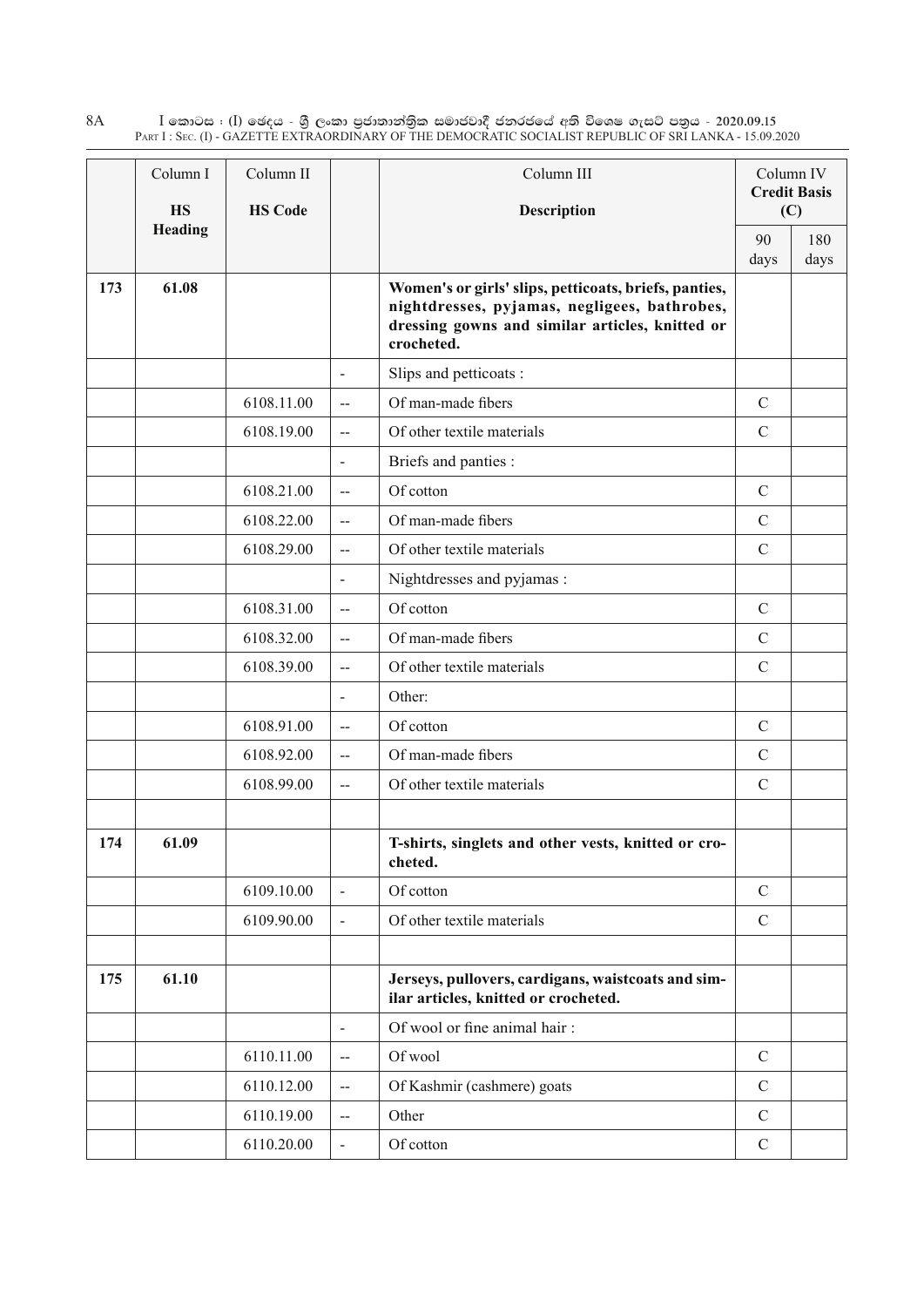| | Column I | Column II | | Column III | Column IV | |
|---|---|---|---|---|---|---|
| | **HS Heading** | **HS Code** | | **Description** | **Credit Basis (C)** | |
| | | | | | 90 days | 180 days |
| **173** | **61.08** | | | **Women's or girls' slips, petticoats, briefs, panties, nightdresses, pyjamas, negligees, bathrobes, dressing gowns and similar articles, knitted or crocheted.** | | |
| | | | - | Slips and petticoats : | | |
| | | 6108.11.00 | -- | Of man-made fibers | C | |
| | | 6108.19.00 | -- | Of other textile materials | C | |
| | | | - | Briefs and panties : | | |
| | | 6108.21.00 | -- | Of cotton | C | |
| | | 6108.22.00 | -- | Of man-made fibers | C | |
| | | 6108.29.00 | -- | Of other textile materials | C | |
| | | | - | Nightdresses and pyjamas : | | |
| | | 6108.31.00 | -- | Of cotton | C | |
| | | 6108.32.00 | -- | Of man-made fibers | C | |
| | | 6108.39.00 | -- | Of other textile materials | C | |
| | | | - | Other: | | |
| | | 6108.91.00 | -- | Of cotton | C | |
| | | 6108.92.00 | -- | Of man-made fibers | C | |
| | | 6108.99.00 | -- | Of other textile materials | C | |
| | | | | | | |
| **174** | **61.09** | | | **T-shirts, singlets and other vests, knitted or crocheted.** | | |
| | | 6109.10.00 | - | Of cotton | C | |
| | | 6109.90.00 | - | Of other textile materials | C | |
| | | | | | | |
| **175** | **61.10** | | | **Jerseys, pullovers, cardigans, waistcoats and similar articles, knitted or crocheted.** | | |
| | | | - | Of wool or fine animal hair : | | |
| | | 6110.11.00 | -- | Of wool | C | |
| | | 6110.12.00 | -- | Of Kashmir (cashmere) goats | C | |
| | | 6110.19.00 | -- | Other | C | |
| | | 6110.20.00 | - | Of cotton | C | |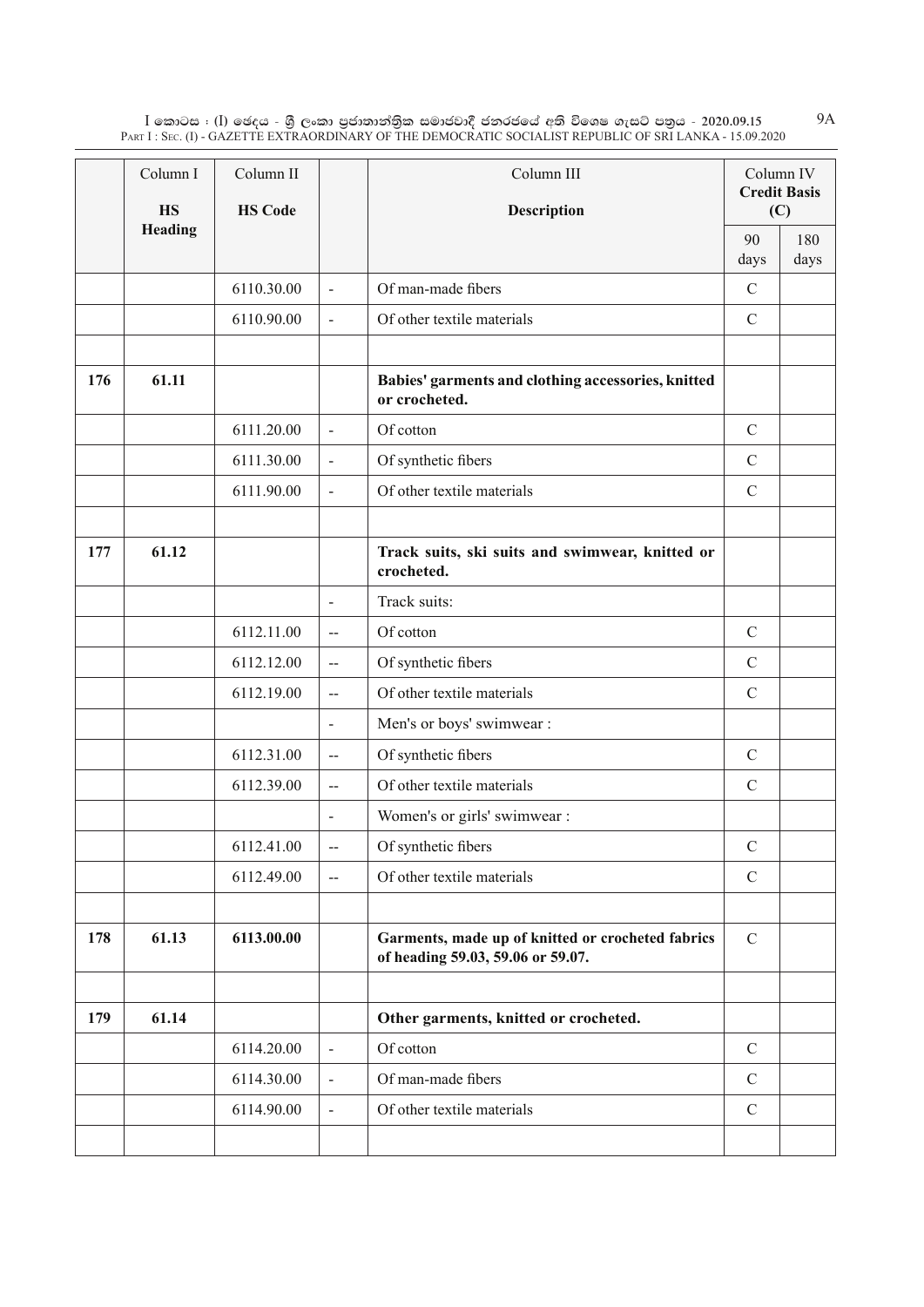| | Column I | Column II | | Column III | Column IV | |
|---|---|---|---|---|---|---|
| | **HS Heading** | **HS Code** | | **Description** | **Credit Basis (C)** | |
| | | | | | 90 days | 180 days |
| | | 6110.30.00 | - | Of man-made fibers | C | |
| | | 6110.90.00 | - | Of other textile materials | C | |
| | | | | | | |
| **176** | **61.11** | | | **Babies' garments and clothing accessories, knitted or crocheted.** | | |
| | | 6111.20.00 | - | Of cotton | C | |
| | | 6111.30.00 | - | Of synthetic fibers | C | |
| | | 6111.90.00 | - | Of other textile materials | C | |
| | | | | | | |
| **177** | **61.12** | | | **Track suits, ski suits and swimwear, knitted or crocheted.** | | |
| | | | - | Track suits: | | |
| | | 6112.11.00 | -- | Of cotton | C | |
| | | 6112.12.00 | -- | Of synthetic fibers | C | |
| | | 6112.19.00 | -- | Of other textile materials | C | |
| | | | - | Men's or boys' swimwear : | | |
| | | 6112.31.00 | -- | Of synthetic fibers | C | |
| | | 6112.39.00 | -- | Of other textile materials | C | |
| | | | - | Women's or girls' swimwear : | | |
| | | 6112.41.00 | -- | Of synthetic fibers | C | |
| | | 6112.49.00 | -- | Of other textile materials | C | |
| | | | | | | |
| **178** | **61.13** | **6113.00.00** | | **Garments, made up of knitted or crocheted fabrics of heading 59.03, 59.06 or 59.07.** | C | |
| | | | | | | |
| **179** | **61.14** | | | **Other garments, knitted or crocheted.** | | |
| | | 6114.20.00 | - | Of cotton | C | |
| | | 6114.30.00 | - | Of man-made fibers | C | |
| | | 6114.90.00 | - | Of other textile materials | C | |
| | | | | | | |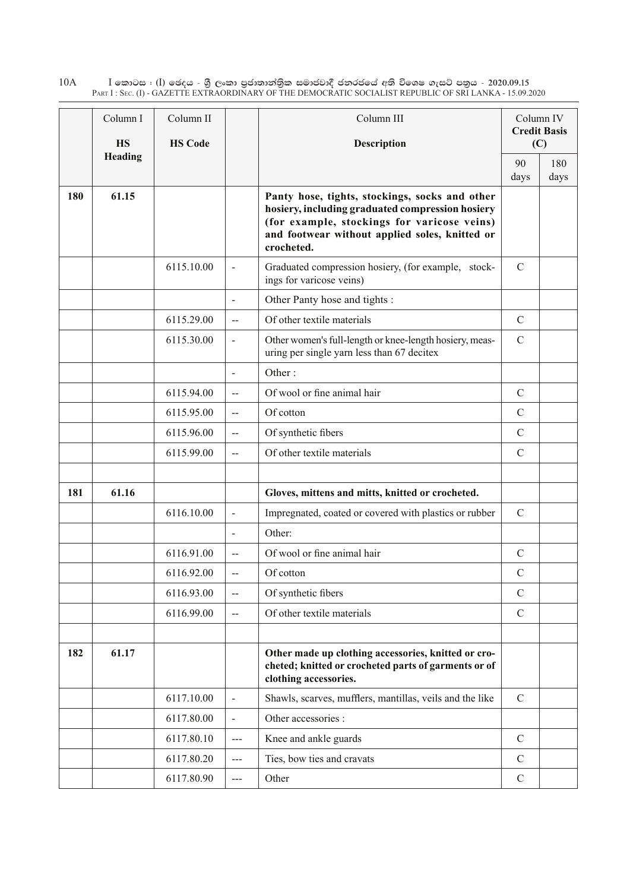| | Column I<br>**HS Heading** | Column II<br>**HS Code** | | Column III<br>**Description** | Column IV<br>**Credit Basis (C)** | |
|---|---|---|---|---|---|---|
| | | | | | 90 days | 180 days |
| **180** | **61.15** | | | **Panty hose, tights, stockings, socks and other hosiery, including graduated compression hosiery (for example, stockings for varicose veins) and footwear without applied soles, knitted or crocheted.** | | |
| | | 6115.10.00 | - | Graduated compression hosiery, (for example, stockings for varicose veins) | C | |
| | | | - | Other Panty hose and tights : | | |
| | | 6115.29.00 | -- | Of other textile materials | C | |
| | | 6115.30.00 | - | Other women's full-length or knee-length hosiery, measuring per single yarn less than 67 decitex | C | |
| | | | - | Other : | | |
| | | 6115.94.00 | -- | Of wool or fine animal hair | C | |
| | | 6115.95.00 | -- | Of cotton | C | |
| | | 6115.96.00 | -- | Of synthetic fibers | C | |
| | | 6115.99.00 | -- | Of other textile materials | C | |
| | | | | | | |
| **181** | **61.16** | | | **Gloves, mittens and mitts, knitted or crocheted.** | | |
| | | 6116.10.00 | - | Impregnated, coated or covered with plastics or rubber | C | |
| | | | - | Other: | | |
| | | 6116.91.00 | -- | Of wool or fine animal hair | C | |
| | | 6116.92.00 | -- | Of cotton | C | |
| | | 6116.93.00 | -- | Of synthetic fibers | C | |
| | | 6116.99.00 | -- | Of other textile materials | C | |
| | | | | | | |
| **182** | **61.17** | | | **Other made up clothing accessories, knitted or crocheted; knitted or crocheted parts of garments or of clothing accessories.** | | |
| | | 6117.10.00 | - | Shawls, scarves, mufflers, mantillas, veils and the like | C | |
| | | 6117.80.00 | - | Other accessories : | | |
| | | 6117.80.10 | --- | Knee and ankle guards | C | |
| | | 6117.80.20 | --- | Ties, bow ties and cravats | C | |
| | | 6117.80.90 | --- | Other | C | |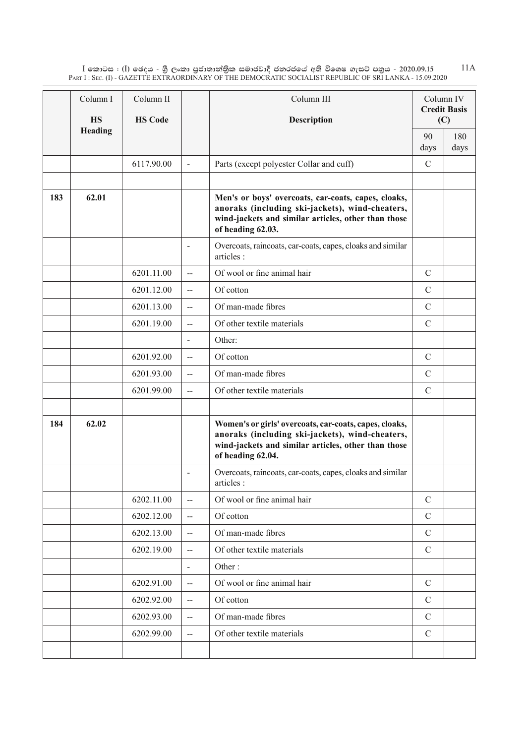| | Column I | Column II | | Column III | Column IV | |
|---|---|---|---|---|---|---|
| | **HS Heading** | **HS Code** | | **Description** | **Credit Basis (C)** | |
| | | | | | 90 days | 180 days |
| | | 6117.90.00 | - | Parts (except polyester Collar and cuff) | C | |
| | | | | | | |
| **183** | **62.01** | | | **Men's or boys' overcoats, car-coats, capes, cloaks, anoraks (including ski-jackets), wind-cheaters, wind-jackets and similar articles, other than those of heading 62.03.** | | |
| | | | - | Overcoats, raincoats, car-coats, capes, cloaks and similar articles : | | |
| | | 6201.11.00 | -- | Of wool or fine animal hair | C | |
| | | 6201.12.00 | -- | Of cotton | C | |
| | | 6201.13.00 | -- | Of man-made fibres | C | |
| | | 6201.19.00 | -- | Of other textile materials | C | |
| | | | - | Other: | | |
| | | 6201.92.00 | -- | Of cotton | C | |
| | | 6201.93.00 | -- | Of man-made fibres | C | |
| | | 6201.99.00 | -- | Of other textile materials | C | |
| | | | | | | |
| **184** | **62.02** | | | **Women's or girls' overcoats, car-coats, capes, cloaks, anoraks (including ski-jackets), wind-cheaters, wind-jackets and similar articles, other than those of heading 62.04.** | | |
| | | | - | Overcoats, raincoats, car-coats, capes, cloaks and similar articles : | | |
| | | 6202.11.00 | -- | Of wool or fine animal hair | C | |
| | | 6202.12.00 | -- | Of cotton | C | |
| | | 6202.13.00 | -- | Of man-made fibres | C | |
| | | 6202.19.00 | -- | Of other textile materials | C | |
| | | | - | Other : | | |
| | | 6202.91.00 | -- | Of wool or fine animal hair | C | |
| | | 6202.92.00 | -- | Of cotton | C | |
| | | 6202.93.00 | -- | Of man-made fibres | C | |
| | | 6202.99.00 | -- | Of other textile materials | C | |
| | | | | | | |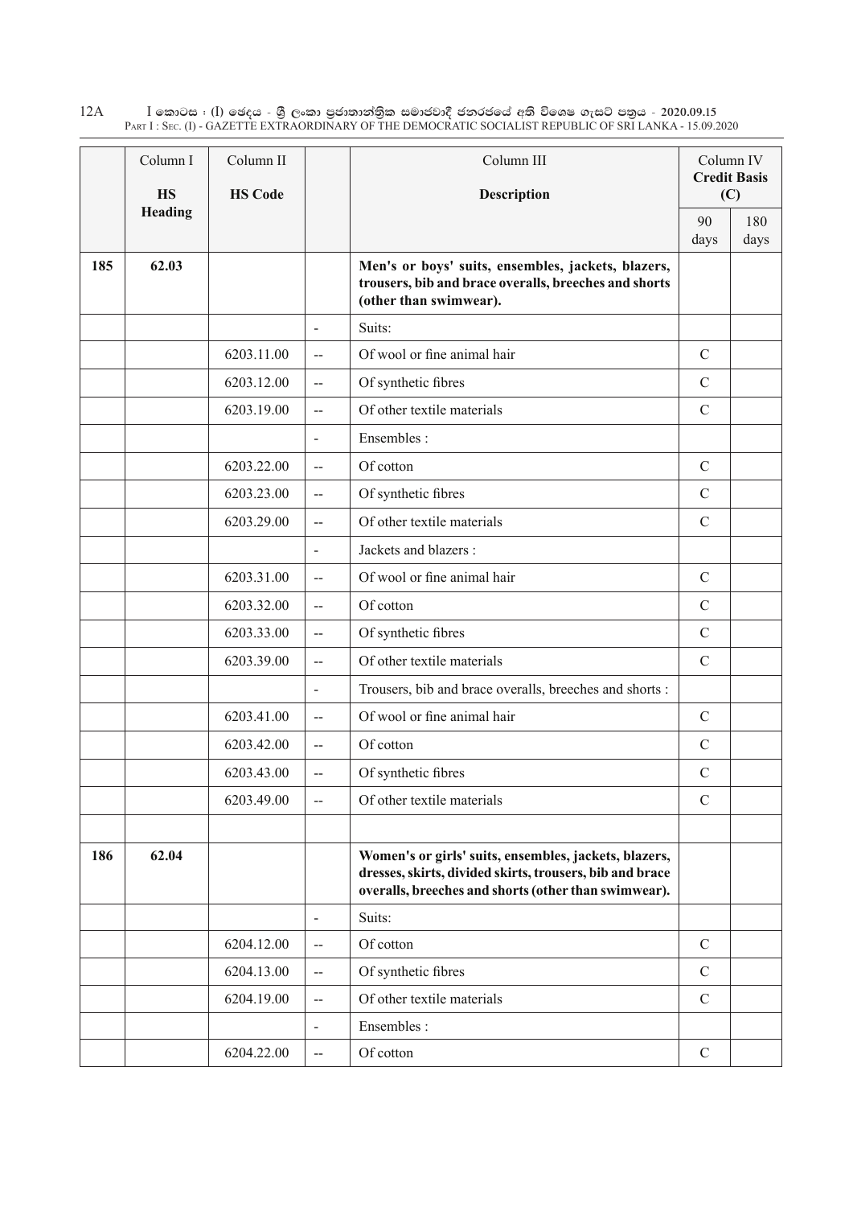| | Column I<br>HS<br>Heading | Column II<br>HS Code | | Column III<br>Description | Column IV<br>Credit Basis<br>(C) | |
|---|---|---|---|---|---|---|
| | | | | | 90 days | 180 days |
| 185 | 62.03 | | | **Men's or boys' suits, ensembles, jackets, blazers, trousers, bib and brace overalls, breeches and shorts (other than swimwear).** | | |
| | | | - | Suits: | | |
| | | 6203.11.00 | -- | Of wool or fine animal hair | C | |
| | | 6203.12.00 | -- | Of synthetic fibres | C | |
| | | 6203.19.00 | -- | Of other textile materials | C | |
| | | | - | Ensembles : | | |
| | | 6203.22.00 | -- | Of cotton | C | |
| | | 6203.23.00 | -- | Of synthetic fibres | C | |
| | | 6203.29.00 | -- | Of other textile materials | C | |
| | | | - | Jackets and blazers : | | |
| | | 6203.31.00 | -- | Of wool or fine animal hair | C | |
| | | 6203.32.00 | -- | Of cotton | C | |
| | | 6203.33.00 | -- | Of synthetic fibres | C | |
| | | 6203.39.00 | -- | Of other textile materials | C | |
| | | | - | Trousers, bib and brace overalls, breeches and shorts : | | |
| | | 6203.41.00 | -- | Of wool or fine animal hair | C | |
| | | 6203.42.00 | -- | Of cotton | C | |
| | | 6203.43.00 | -- | Of synthetic fibres | C | |
| | | 6203.49.00 | -- | Of other textile materials | C | |
| | | | | | | |
| 186 | 62.04 | | | **Women's or girls' suits, ensembles, jackets, blazers, dresses, skirts, divided skirts, trousers, bib and brace overalls, breeches and shorts (other than swimwear).** | | |
| | | | - | Suits: | | |
| | | 6204.12.00 | -- | Of cotton | C | |
| | | 6204.13.00 | -- | Of synthetic fibres | C | |
| | | 6204.19.00 | -- | Of other textile materials | C | |
| | | | - | Ensembles : | | |
| | | 6204.22.00 | -- | Of cotton | C | |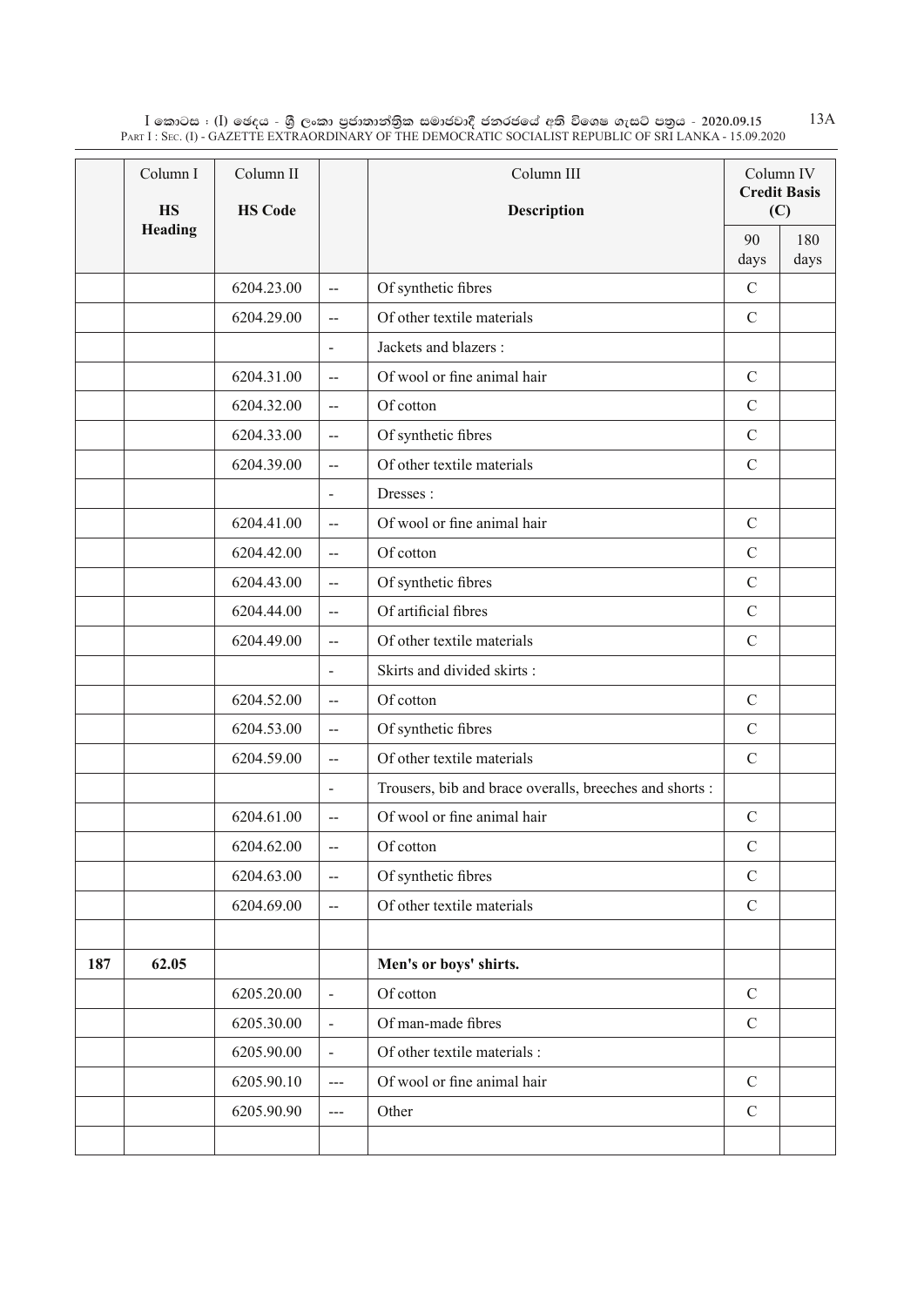| | Column I | Column II | | Column III | Column IV | |
|---|---|---|---|---|---|---|
| | **HS Heading** | **HS Code** | | **Description** | **Credit Basis (C)** | |
| | | | | | 90 days | 180 days |
| | | 6204.23.00 | -- | Of synthetic fibres | C | |
| | | 6204.29.00 | -- | Of other textile materials | C | |
| | | | - | Jackets and blazers : | | |
| | | 6204.31.00 | -- | Of wool or fine animal hair | C | |
| | | 6204.32.00 | -- | Of cotton | C | |
| | | 6204.33.00 | -- | Of synthetic fibres | C | |
| | | 6204.39.00 | -- | Of other textile materials | C | |
| | | | - | Dresses : | | |
| | | 6204.41.00 | -- | Of wool or fine animal hair | C | |
| | | 6204.42.00 | -- | Of cotton | C | |
| | | 6204.43.00 | -- | Of synthetic fibres | C | |
| | | 6204.44.00 | -- | Of artificial fibres | C | |
| | | 6204.49.00 | -- | Of other textile materials | C | |
| | | | - | Skirts and divided skirts : | | |
| | | 6204.52.00 | -- | Of cotton | C | |
| | | 6204.53.00 | -- | Of synthetic fibres | C | |
| | | 6204.59.00 | -- | Of other textile materials | C | |
| | | | - | Trousers, bib and brace overalls, breeches and shorts : | | |
| | | 6204.61.00 | -- | Of wool or fine animal hair | C | |
| | | 6204.62.00 | -- | Of cotton | C | |
| | | 6204.63.00 | -- | Of synthetic fibres | C | |
| | | 6204.69.00 | -- | Of other textile materials | C | |
| | | | | | | |
| **187** | **62.05** | | | **Men's or boys' shirts.** | | |
| | | 6205.20.00 | - | Of cotton | C | |
| | | 6205.30.00 | - | Of man-made fibres | C | |
| | | 6205.90.00 | - | Of other textile materials : | | |
| | | 6205.90.10 | --- | Of wool or fine animal hair | C | |
| | | 6205.90.90 | --- | Other | C | |
| | | | | | | |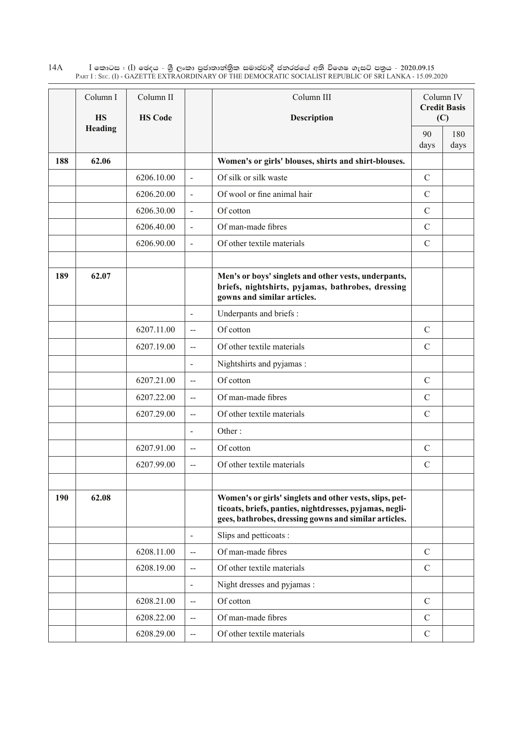| | Column I | Column II | | Column III | Column IV | |
|---|---|---|---|---|---|---|
| | **HS Heading** | **HS Code** | | **Description** | **Credit Basis (C)** | |
| | | | | | 90 days | 180 days |
| **188** | **62.06** | | | **Women's or girls' blouses, shirts and shirt-blouses.** | | |
| | | 6206.10.00 | - | Of silk or silk waste | C | |
| | | 6206.20.00 | - | Of wool or fine animal hair | C | |
| | | 6206.30.00 | - | Of cotton | C | |
| | | 6206.40.00 | - | Of man-made fibres | C | |
| | | 6206.90.00 | - | Of other textile materials | C | |
| | | | | | | |
| **189** | **62.07** | | | **Men's or boys' singlets and other vests, underpants, briefs, nightshirts, pyjamas, bathrobes, dressing gowns and similar articles.** | | |
| | | | - | Underpants and briefs : | | |
| | | 6207.11.00 | -- | Of cotton | C | |
| | | 6207.19.00 | -- | Of other textile materials | C | |
| | | | - | Nightshirts and pyjamas : | | |
| | | 6207.21.00 | -- | Of cotton | C | |
| | | 6207.22.00 | -- | Of man-made fibres | C | |
| | | 6207.29.00 | -- | Of other textile materials | C | |
| | | | - | Other : | | |
| | | 6207.91.00 | -- | Of cotton | C | |
| | | 6207.99.00 | -- | Of other textile materials | C | |
| | | | | | | |
| **190** | **62.08** | | | **Women's or girls' singlets and other vests, slips, petticoats, briefs, panties, nightdresses, pyjamas, negligees, bathrobes, dressing gowns and similar articles.** | | |
| | | | - | Slips and petticoats : | | |
| | | 6208.11.00 | -- | Of man-made fibres | C | |
| | | 6208.19.00 | -- | Of other textile materials | C | |
| | | | - | Night dresses and pyjamas : | | |
| | | 6208.21.00 | -- | Of cotton | C | |
| | | 6208.22.00 | -- | Of man-made fibres | C | |
| | | 6208.29.00 | -- | Of other textile materials | C | |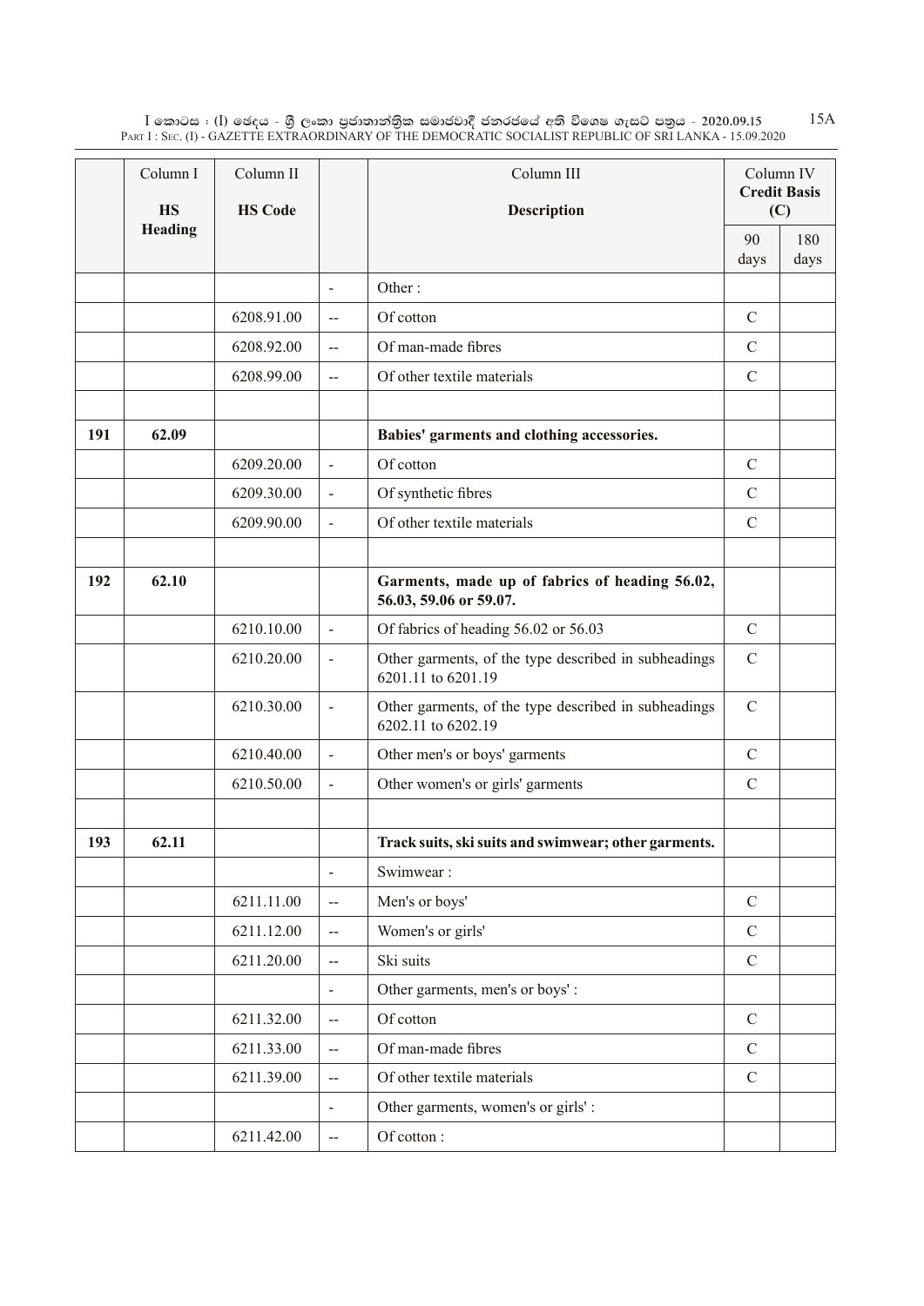| | Column I | Column II | | Column III | Column IV | |
|---|---|---|---|---|---|---|
| | **HS Heading** | **HS Code** | | **Description** | **Credit Basis (C)** | |
| | | | | | 90 days | 180 days |
| | | | - | Other : | | |
| | | 6208.91.00 | -- | Of cotton | C | |
| | | 6208.92.00 | -- | Of man-made fibres | C | |
| | | 6208.99.00 | -- | Of other textile materials | C | |
| | | | | | | |
| **191** | **62.09** | | | **Babies' garments and clothing accessories.** | | |
| | | 6209.20.00 | - | Of cotton | C | |
| | | 6209.30.00 | - | Of synthetic fibres | C | |
| | | 6209.90.00 | - | Of other textile materials | C | |
| | | | | | | |
| **192** | **62.10** | | | **Garments, made up of fabrics of heading 56.02, 56.03, 59.06 or 59.07.** | | |
| | | 6210.10.00 | - | Of fabrics of heading 56.02 or 56.03 | C | |
| | | 6210.20.00 | - | Other garments, of the type described in subheadings 6201.11 to 6201.19 | C | |
| | | 6210.30.00 | - | Other garments, of the type described in subheadings 6202.11 to 6202.19 | C | |
| | | 6210.40.00 | - | Other men's or boys' garments | C | |
| | | 6210.50.00 | - | Other women's or girls' garments | C | |
| | | | | | | |
| **193** | **62.11** | | | **Track suits, ski suits and swimwear; other garments.** | | |
| | | | - | Swimwear : | | |
| | | 6211.11.00 | -- | Men's or boys' | C | |
| | | 6211.12.00 | -- | Women's or girls' | C | |
| | | 6211.20.00 | -- | Ski suits | C | |
| | | | - | Other garments, men's or boys' : | | |
| | | 6211.32.00 | -- | Of cotton | C | |
| | | 6211.33.00 | -- | Of man-made fibres | C | |
| | | 6211.39.00 | -- | Of other textile materials | C | |
| | | | - | Other garments, women's or girls' : | | |
| | | 6211.42.00 | -- | Of cotton : | | |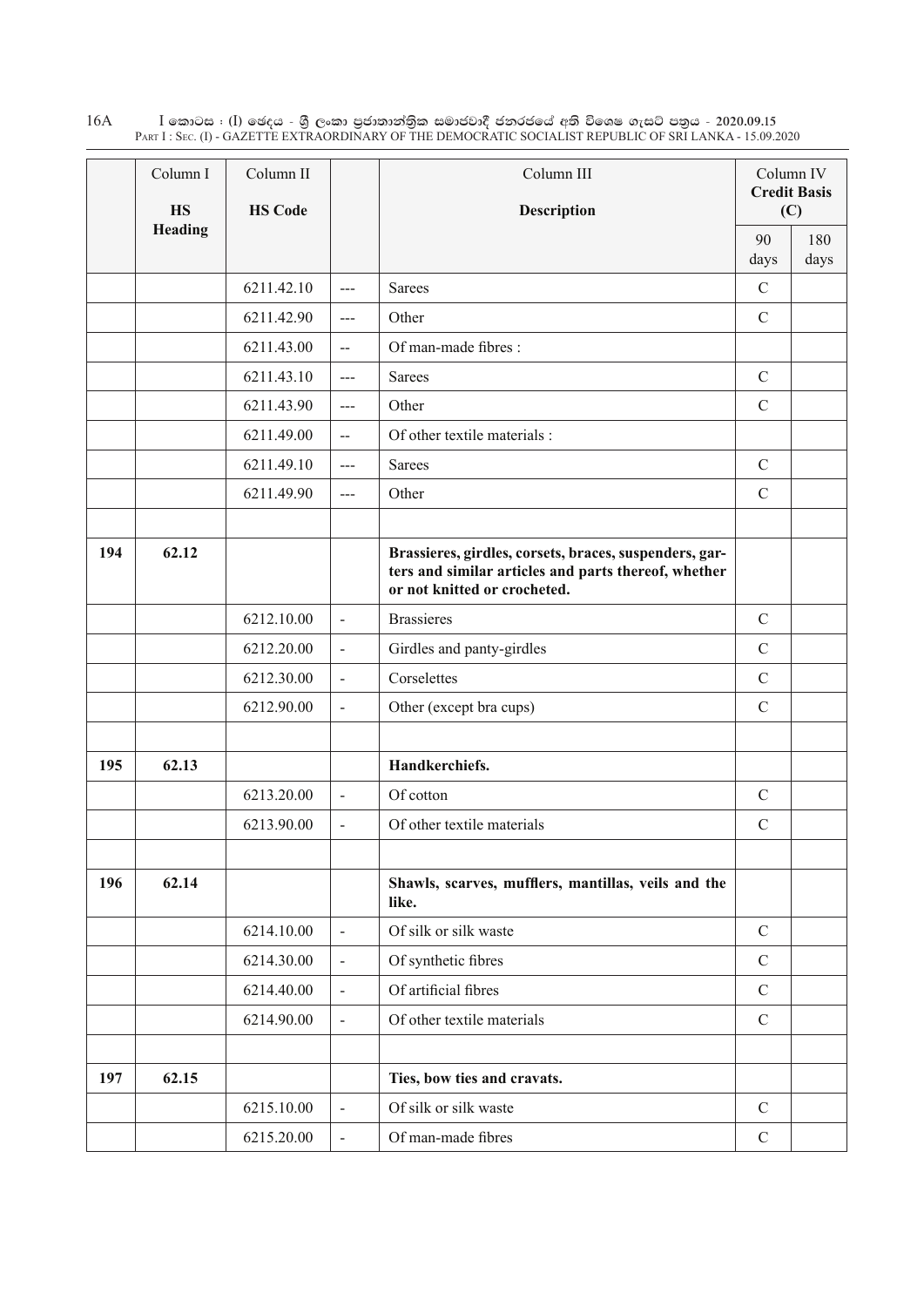| | Column I | Column II | | Column III | Column IV | |
|---|---|---|---|---|---|---|
| | **HS Heading** | **HS Code** | | **Description** | **Credit Basis (C)** | |
| | | | | | 90 days | 180 days |
| | | 6211.42.10 | --- | Sarees | C | |
| | | 6211.42.90 | --- | Other | C | |
| | | 6211.43.00 | -- | Of man-made fibres : | | |
| | | 6211.43.10 | --- | Sarees | C | |
| | | 6211.43.90 | --- | Other | C | |
| | | 6211.49.00 | -- | Of other textile materials : | | |
| | | 6211.49.10 | --- | Sarees | C | |
| | | 6211.49.90 | --- | Other | C | |
| | | | | | | |
| **194** | **62.12** | | | **Brassieres, girdles, corsets, braces, suspenders, garters and similar articles and parts thereof, whether or not knitted or crocheted.** | | |
| | | 6212.10.00 | - | Brassieres | C | |
| | | 6212.20.00 | - | Girdles and panty-girdles | C | |
| | | 6212.30.00 | - | Corselettes | C | |
| | | 6212.90.00 | - | Other (except bra cups) | C | |
| | | | | | | |
| **195** | **62.13** | | | **Handkerchiefs.** | | |
| | | 6213.20.00 | - | Of cotton | C | |
| | | 6213.90.00 | - | Of other textile materials | C | |
| | | | | | | |
| **196** | **62.14** | | | **Shawls, scarves, mufflers, mantillas, veils and the like.** | | |
| | | 6214.10.00 | - | Of silk or silk waste | C | |
| | | 6214.30.00 | - | Of synthetic fibres | C | |
| | | 6214.40.00 | - | Of artificial fibres | C | |
| | | 6214.90.00 | - | Of other textile materials | C | |
| | | | | | | |
| **197** | **62.15** | | | **Ties, bow ties and cravats.** | | |
| | | 6215.10.00 | - | Of silk or silk waste | C | |
| | | 6215.20.00 | - | Of man-made fibres | C | |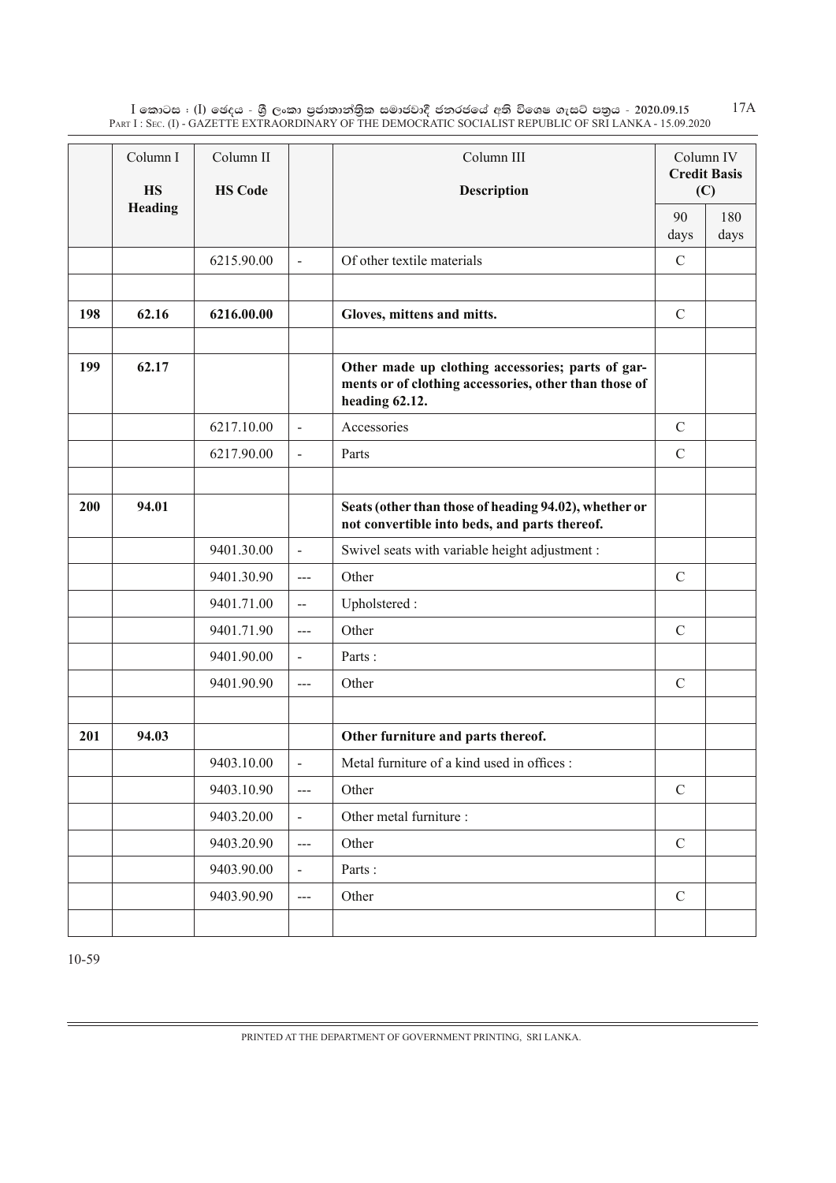| | Column I | Column II | | Column III | Column IV | |
|---|---|---|---|---|---|---|
| | **HS Heading** | **HS Code** | | **Description** | **Credit Basis (C)** | |
| | | | | | 90 days | 180 days |
| | | 6215.90.00 | - | Of other textile materials | C | |
| | | | | | | |
| **198** | **62.16** | **6216.00.00** | | **Gloves, mittens and mitts.** | C | |
| | | | | | | |
| **199** | **62.17** | | | **Other made up clothing accessories; parts of garments or of clothing accessories, other than those of heading 62.12.** | | |
| | | 6217.10.00 | - | Accessories | C | |
| | | 6217.90.00 | - | Parts | C | |
| | | | | | | |
| **200** | **94.01** | | | **Seats (other than those of heading 94.02), whether or not convertible into beds, and parts thereof.** | | |
| | | 9401.30.00 | - | Swivel seats with variable height adjustment : | | |
| | | 9401.30.90 | --- | Other | C | |
| | | 9401.71.00 | -- | Upholstered : | | |
| | | 9401.71.90 | --- | Other | C | |
| | | 9401.90.00 | - | Parts : | | |
| | | 9401.90.90 | --- | Other | C | |
| | | | | | | |
| **201** | **94.03** | | | **Other furniture and parts thereof.** | | |
| | | 9403.10.00 | - | Metal furniture of a kind used in offices : | | |
| | | 9403.10.90 | --- | Other | C | |
| | | 9403.20.00 | - | Other metal furniture : | | |
| | | 9403.20.90 | --- | Other | C | |
| | | 9403.90.00 | - | Parts : | | |
| | | 9403.90.90 | --- | Other | C | |
| | | | | | | |

10-59

PRINTED AT THE DEPARTMENT OF GOVERNMENT PRINTING, SRI LANKA.